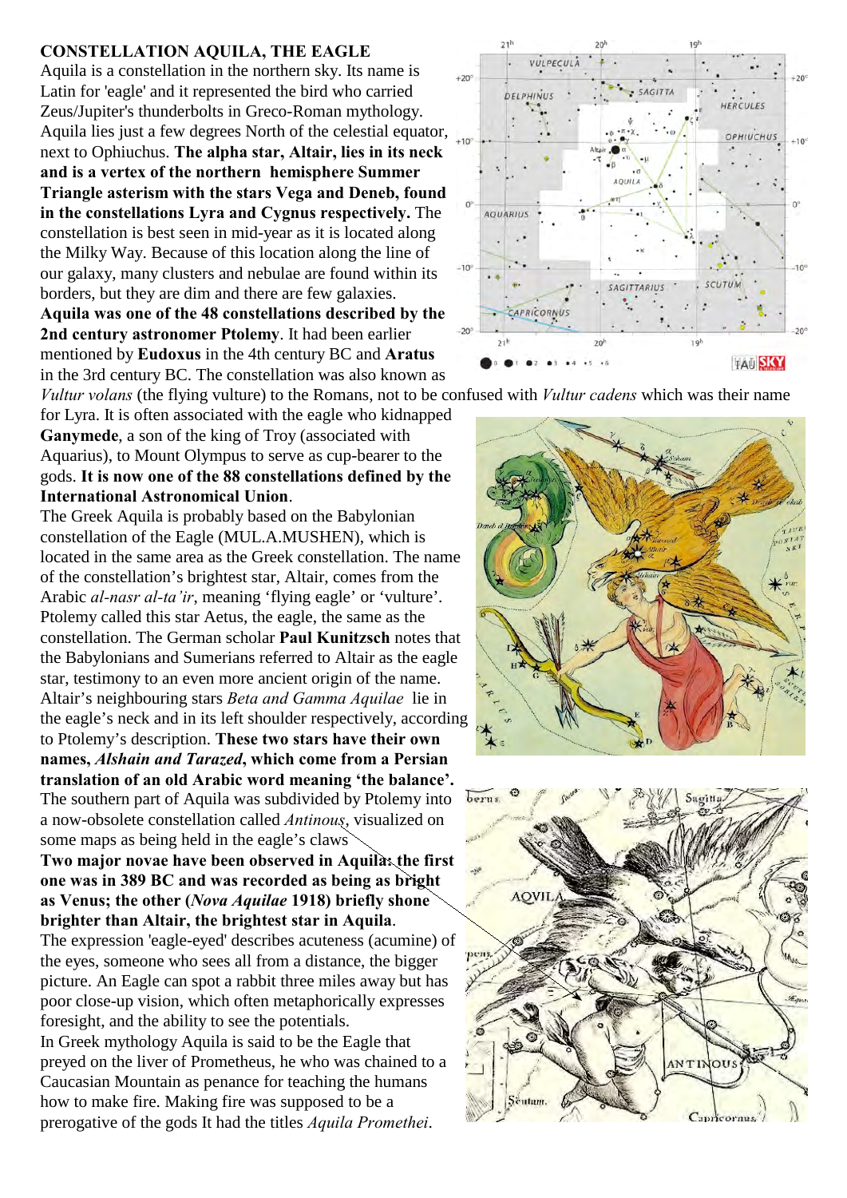**CONSTELLATION AQUILA, THE EAGLE**

Aquila is a constellation in the northern sky. Its name is Latin for 'eagle' and it represented the bird who carried Zeus/Jupiter's thunderbolts in Greco-Roman mythology. Aquila lies just a few degrees North of the celestial equator, next to Ophiuchus. **The alpha star, Altair, lies in its neck and is a vertex of the northern hemisphere Summer Triangle asterism with the stars Vega and Deneb, found in the constellations Lyra and Cygnus respectively.** The constellation is best seen in mid-year as it is located along the Milky Way. Because of this location along the line of our galaxy, many clusters and nebulae are found within its borders, but they are dim and there are few galaxies.

**Aquila was one of the 48 constellations described by the 2nd century astronomer Ptolemy**. It had been earlier mentioned by **Eudoxus** in the 4th century BC and **Aratus** in the 3rd century BC. The constellation was also known as *Vultur volans* (the flying vulture) to the Romans, not to be confused with *Vultur cadens* which was their name for Lyra. It is often associated with the eagle who kidnapped **Ganymede**, a son of the king of Troy (associated with Aquarius), to Mount Olympus to serve as cup-bearer to the gods. **It is now one of the 88 constellations defined by the International Astronomical Union**.

The Greek Aquila is probably based on the Babylonian constellation of the Eagle (MUL.A.MUSHEN), which is located in the same area as the Greek constellation. The name of the constellation's brightest star, Altair, comes from the Arabic *al-nasr al-ta'ir*, meaning 'flying eagle' or 'vulture'. Ptolemy called this star Aetus, the eagle, the same as the constellation. The German scholar **Paul Kunitzsch** notes that the Babylonians and Sumerians referred to Altair as the eagle star, testimony to an even more ancient origin of the name. Altair's neighbouring stars *Beta and Gamma Aquilae* lie in the eagle's neck and in its left shoulder respectively, according to Ptolemy's description. **These two stars have their own names, *Alshain and Tarazed*, which come from a Persian translation of an old Arabic word meaning 'the balance'.**

The southern part of Aquila was subdivided by Ptolemy into a now-obsolete constellation called *Antinous*, visualized on some maps as being held in the eagle's claws

**Two major novae have been observed in Aquila: the first one was in 389 BC and was recorded as being as bright as Venus; the other (*Nova Aquilae* 1918) briefly shone brighter than Altair, the brightest star in Aquila**.

The expression 'eagle-eyed' describes acuteness (acumine) of the eyes, someone who sees all from a distance, the bigger picture. An Eagle can spot a rabbit three miles away but has poor close-up vision, which often metaphorically expresses foresight, and the ability to see the potentials.

In Greek mythology Aquila is said to be the Eagle that preyed on the liver of Prometheus, he who was chained to a Caucasian Mountain as penance for teaching the humans how to make fire. Making fire was supposed to be a prerogative of the gods It had the titles *Aquila Promethei*.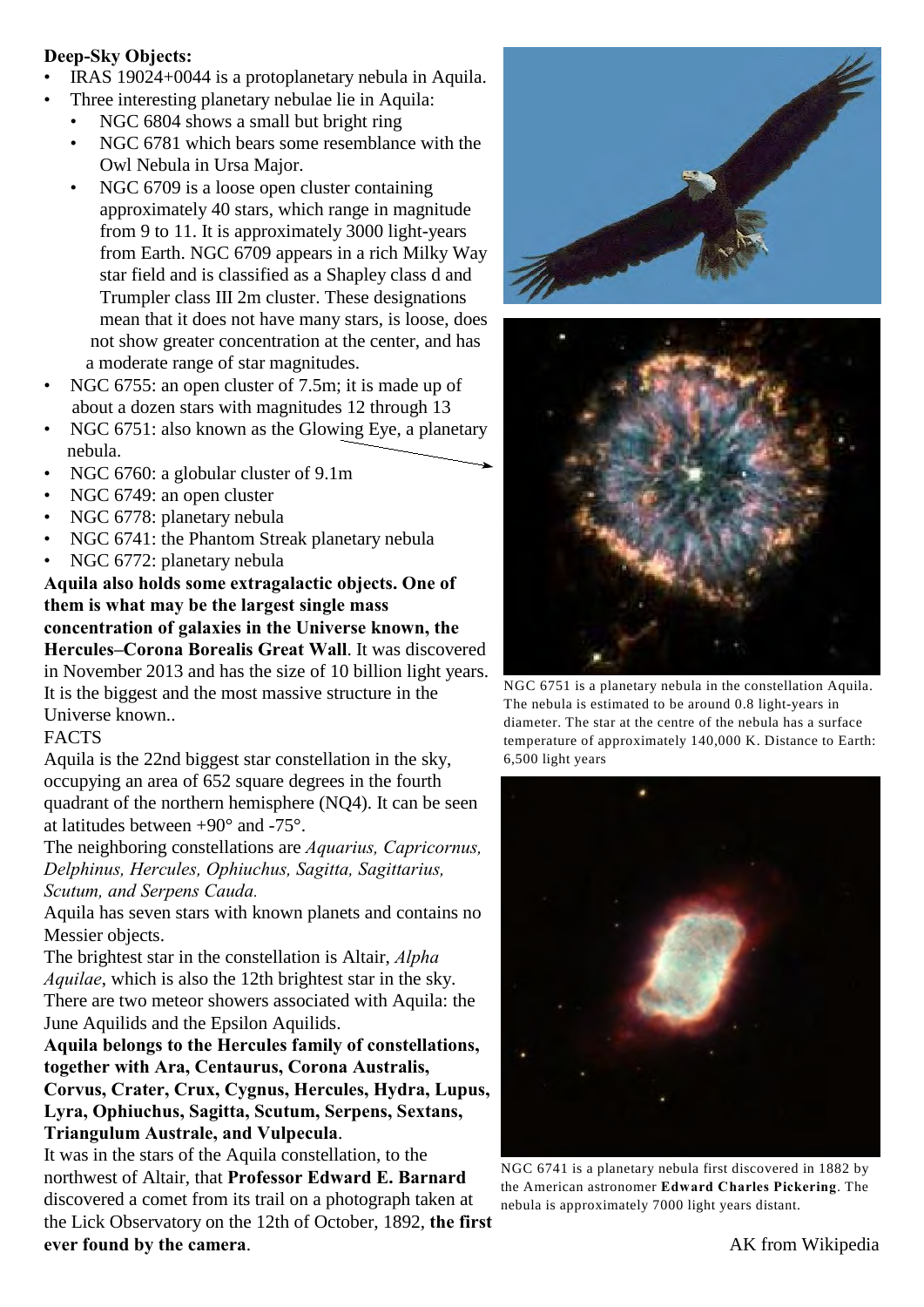**Deep-Sky Objects:**

- IRAS 19024+0044 is a protoplanetary nebula in Aquila.
- Three interesting planetary nebulae lie in Aquila:
  - NGC 6804 shows a small but bright ring
  - NGC 6781 which bears some resemblance with the Owl Nebula in Ursa Major.
  - NGC 6709 is a loose open cluster containing approximately 40 stars, which range in magnitude from 9 to 11. It is approximately 3000 light-years from Earth. NGC 6709 appears in a rich Milky Way star field and is classified as a Shapley class d and Trumpler class III 2m cluster. These designations mean that it does not have many stars, is loose, does not show greater concentration at the center, and has a moderate range of star magnitudes.
- NGC 6755: an open cluster of 7.5m; it is made up of about a dozen stars with magnitudes 12 through 13
- NGC 6751: also known as the Glowing Eye, a planetary nebula.
- NGC 6760: a globular cluster of 9.1m
- NGC 6749: an open cluster
- NGC 6778: planetary nebula
- NGC 6741: the Phantom Streak planetary nebula
- NGC 6772: planetary nebula

**Aquila also holds some extragalactic objects. One of them is what may be the largest single mass concentration of galaxies in the Universe known, the Hercules–Corona Borealis Great Wall**. It was discovered in November 2013 and has the size of 10 billion light years. It is the biggest and the most massive structure in the Universe known..

FACTS

Aquila is the 22nd biggest star constellation in the sky, occupying an area of 652 square degrees in the fourth quadrant of the northern hemisphere (NQ4). It can be seen at latitudes between +90° and -75°.

The neighboring constellations are *Aquarius, Capricornus, Delphinus, Hercules, Ophiuchus, Sagitta, Sagittarius, Scutum, and Serpens Cauda.*

Aquila has seven stars with known planets and contains no Messier objects.

The brightest star in the constellation is Altair, *Alpha Aquilae*, which is also the 12th brightest star in the sky. There are two meteor showers associated with Aquila: the June Aquilids and the Epsilon Aquilids.

**Aquila belongs to the Hercules family of constellations, together with Ara, Centaurus, Corona Australis, Corvus, Crater, Crux, Cygnus, Hercules, Hydra, Lupus, Lyra, Ophiuchus, Sagitta, Scutum, Serpens, Sextans, Triangulum Australe, and Vulpecula**.

It was in the stars of the Aquila constellation, to the northwest of Altair, that **Professor Edward E. Barnard** discovered a comet from its trail on a photograph taken at the Lick Observatory on the 12th of October, 1892, **the first ever found by the camera**.

NGC 6751 is a planetary nebula in the constellation Aquila. The nebula is estimated to be around 0.8 light-years in diameter. The star at the centre of the nebula has a surface temperature of approximately 140,000 K. Distance to Earth: 6,500 light years

NGC 6741 is a planetary nebula first discovered in 1882 by the American astronomer **Edward Charles Pickering**. The nebula is approximately 7000 light years distant.

AK from Wikipedia